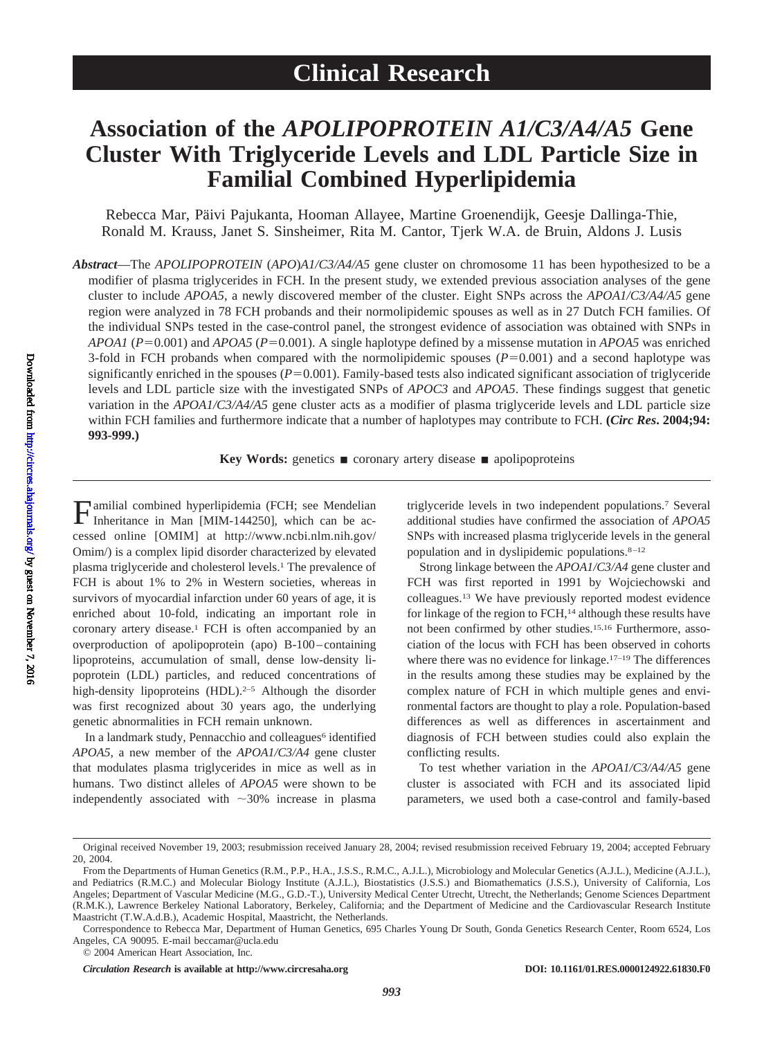Clinical Research

# Association of the *APOLIPOPROTEIN A1/C3/A4/A5* Gene Cluster With Triglyceride Levels and LDL Particle Size in Familial Combined Hyperlipidemia

Rebecca Mar, Päivi Pajukanta, Hooman Allayee, Martine Groenendijk, Geesje Dallinga-Thie, Ronald M. Krauss, Janet S. Sinsheimer, Rita M. Cantor, Tjerk W.A. de Bruin, Aldons J. Lusis

***Abstract***—The *APOLIPOPROTEIN* (*APO*)*A1/C3/A4/A5* gene cluster on chromosome 11 has been hypothesized to be a modifier of plasma triglycerides in FCH. In the present study, we extended previous association analyses of the gene cluster to include *APOA5*, a newly discovered member of the cluster. Eight SNPs across the *APOA1/C3/A4/A5* gene region were analyzed in 78 FCH probands and their normolipidemic spouses as well as in 27 Dutch FCH families. Of the individual SNPs tested in the case-control panel, the strongest evidence of association was obtained with SNPs in *APOA1* ($P=0.001$) and *APOA5* ($P=0.001$). A single haplotype defined by a missense mutation in *APOA5* was enriched 3-fold in FCH probands when compared with the normolipidemic spouses ($P=0.001$) and a second haplotype was significantly enriched in the spouses ($P=0.001$). Family-based tests also indicated significant association of triglyceride levels and LDL particle size with the investigated SNPs of *APOC3* and *APOA5*. These findings suggest that genetic variation in the *APOA1/C3/A4/A5* gene cluster acts as a modifier of plasma triglyceride levels and LDL particle size within FCH families and furthermore indicate that a number of haplotypes may contribute to FCH. **(*Circ Res*. 2004;94:993-999.)**

**Key Words:** genetics ■ coronary artery disease ■ apolipoproteins

Familial combined hyperlipidemia (FCH; see Mendelian Inheritance in Man [MIM-144250], which can be accessed online [OMIM] at http://www.ncbi.nlm.nih.gov/Omim/) is a complex lipid disorder characterized by elevated plasma triglyceride and cholesterol levels.[1] The prevalence of FCH is about 1% to 2% in Western societies, whereas in survivors of myocardial infarction under 60 years of age, it is enriched about 10-fold, indicating an important role in coronary artery disease.[1] FCH is often accompanied by an overproduction of apolipoprotein (apo) B-100–containing lipoproteins, accumulation of small, dense low-density lipoprotein (LDL) particles, and reduced concentrations of high-density lipoproteins (HDL).[2–5] Although the disorder was first recognized about 30 years ago, the underlying genetic abnormalities in FCH remain unknown.

In a landmark study, Pennacchio and colleagues[6] identified *APOA5*, a new member of the *APOA1/C3/A4* gene cluster that modulates plasma triglycerides in mice as well as in humans. Two distinct alleles of *APOA5* were shown to be independently associated with ~30% increase in plasma triglyceride levels in two independent populations.[7] Several additional studies have confirmed the association of *APOA5* SNPs with increased plasma triglyceride levels in the general population and in dyslipidemic populations.[8–12]

Strong linkage between the *APOA1/C3/A4* gene cluster and FCH was first reported in 1991 by Wojciechowski and colleagues.[13] We have previously reported modest evidence for linkage of the region to FCH,[14] although these results have not been confirmed by other studies.[15,16] Furthermore, association of the locus with FCH has been observed in cohorts where there was no evidence for linkage.[17–19] The differences in the results among these studies may be explained by the complex nature of FCH in which multiple genes and environmental factors are thought to play a role. Population-based differences as well as differences in ascertainment and diagnosis of FCH between studies could also explain the conflicting results.

To test whether variation in the *APOA1/C3/A4/A5* gene cluster is associated with FCH and its associated lipid parameters, we used both a case-control and family-based

Original received November 19, 2003; resubmission received January 28, 2004; revised resubmission received February 19, 2004; accepted February 20, 2004.

From the Departments of Human Genetics (R.M., P.P., H.A., J.S.S., R.M.C., A.J.L.), Microbiology and Molecular Genetics (A.J.L.), Medicine (A.J.L.), and Pediatrics (R.M.C.) and Molecular Biology Institute (A.J.L.), Biostatistics (J.S.S.) and Biomathematics (J.S.S.), University of California, Los Angeles; Department of Vascular Medicine (M.G., G.D.-T.), University Medical Center Utrecht, Utrecht, the Netherlands; Genome Sciences Department (R.M.K.), Lawrence Berkeley National Laboratory, Berkeley, California; and the Department of Medicine and the Cardiovascular Research Institute Maastricht (T.W.A.d.B.), Academic Hospital, Maastricht, the Netherlands.

Correspondence to Rebecca Mar, Department of Human Genetics, 695 Charles Young Dr South, Gonda Genetics Research Center, Room 6524, Los Angeles, CA 90095. E-mail beccamar@ucla.edu

© 2004 American Heart Association, Inc.

*Circulation Research* **is available at http://www.circresaha.org** **DOI: 10.1161/01.RES.0000124922.61830.F0**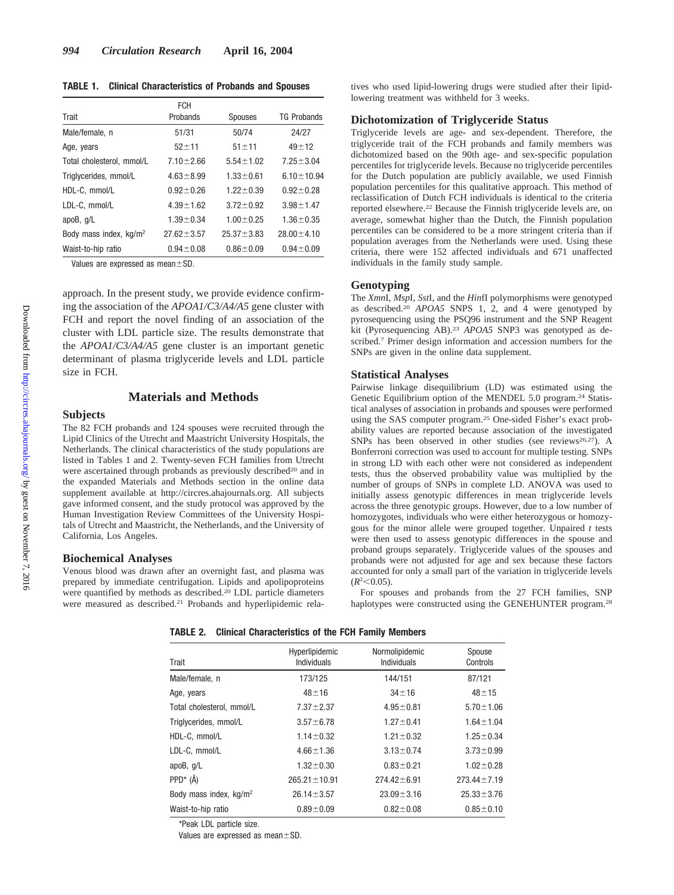**TABLE 1. Clinical Characteristics of Probands and Spouses**

| Trait | FCH Probands | Spouses | TG Probands |
|---|---|---|---|
| Male/female, n | 51/31 | 50/74 | 24/27 |
| Age, years | 52±11 | 51±11 | 49±12 |
| Total cholesterol, mmol/L | 7.10±2.66 | 5.54±1.02 | 7.25±3.04 |
| Triglycerides, mmol/L | 4.63±8.99 | 1.33±0.61 | 6.10±10.94 |
| HDL-C, mmol/L | 0.92±0.26 | 1.22±0.39 | 0.92±0.28 |
| LDL-C, mmol/L | 4.39±1.62 | 3.72±0.92 | 3.98±1.47 |
| apoB, g/L | 1.39±0.34 | 1.00±0.25 | 1.36±0.35 |
| Body mass index, kg/m$^2$ | 27.62±3.57 | 25.37±3.83 | 28.00±4.10 |
| Waist-to-hip ratio | 0.94±0.08 | 0.86±0.09 | 0.94±0.09 |

Values are expressed as mean±SD.

approach. In the present study, we provide evidence confirming the association of the *APOA1/C3/A4/A5* gene cluster with FCH and report the novel finding of an association of the cluster with LDL particle size. The results demonstrate that the *APOA1/C3/A4/A5* gene cluster is an important genetic determinant of plasma triglyceride levels and LDL particle size in FCH.

## Materials and Methods

### Subjects

The 82 FCH probands and 124 spouses were recruited through the Lipid Clinics of the Utrecht and Maastricht University Hospitals, the Netherlands. The clinical characteristics of the study populations are listed in Tables 1 and 2. Twenty-seven FCH families from Utrecht were ascertained through probands as previously described[20] and in the expanded Materials and Methods section in the online data supplement available at http://circres.ahajournals.org. All subjects gave informed consent, and the study protocol was approved by the Human Investigation Review Committees of the University Hospitals of Utrecht and Maastricht, the Netherlands, and the University of California, Los Angeles.

### Biochemical Analyses

Venous blood was drawn after an overnight fast, and plasma was prepared by immediate centrifugation. Lipids and apolipoproteins were quantified by methods as described.[20] LDL particle diameters were measured as described.[21] Probands and hyperlipidemic relatives who used lipid-lowering drugs were studied after their lipid-lowering treatment was withheld for 3 weeks.

### Dichotomization of Triglyceride Status

Triglyceride levels are age- and sex-dependent. Therefore, the triglyceride trait of the FCH probands and family members was dichotomized based on the 90th age- and sex-specific population percentiles for triglyceride levels. Because no triglyceride percentiles for the Dutch population are publicly available, we used Finnish population percentiles for this qualitative approach. This method of reclassification of Dutch FCH individuals is identical to the criteria reported elsewhere.[22] Because the Finnish triglyceride levels are, on average, somewhat higher than the Dutch, the Finnish population percentiles can be considered to be a more stringent criteria than if population averages from the Netherlands were used. Using these criteria, there were 152 affected individuals and 671 unaffected individuals in the family study sample.

### Genotyping

The *Xmn*I, *Msp*I, *Sst*I, and the *Hin*fI polymorphisms were genotyped as described.[20] *APOA5* SNPS 1, 2, and 4 were genotyped by pyrosequencing using the PSQ96 instrument and the SNP Reagent kit (Pyrosequencing AB).[23] *APOA5* SNP3 was genotyped as described.[7] Primer design information and accession numbers for the SNPs are given in the online data supplement.

### Statistical Analyses

Pairwise linkage disequilibrium (LD) was estimated using the Genetic Equilibrium option of the MENDEL 5.0 program.[24] Statistical analyses of association in probands and spouses were performed using the SAS computer program.[25] One-sided Fisher's exact probability values are reported because association of the investigated SNPs has been observed in other studies (see reviews[26,27]). A Bonferroni correction was used to account for multiple testing. SNPs in strong LD with each other were not considered as independent tests, thus the observed probability value was multiplied by the number of groups of SNPs in complete LD. ANOVA was used to initially assess genotypic differences in mean triglyceride levels across the three genotypic groups. However, due to a low number of homozygotes, individuals who were either heterozygous or homozygous for the minor allele were grouped together. Unpaired *t* tests were then used to assess genotypic differences in the spouse and proband groups separately. Triglyceride values of the spouses and probands were not adjusted for age and sex because these factors accounted for only a small part of the variation in triglyceride levels ($R^2<0.05$).

For spouses and probands from the 27 FCH families, SNP haplotypes were constructed using the GENEHUNTER program.[28]

**TABLE 2. Clinical Characteristics of the FCH Family Members**

| Trait | Hyperlipidemic Individuals | Normolipidemic Individuals | Spouse Controls |
|---|---|---|---|
| Male/female, n | 173/125 | 144/151 | 87/121 |
| Age, years | 48±16 | 34±16 | 48±15 |
| Total cholesterol, mmol/L | 7.37±2.37 | 4.95±0.81 | 5.70±1.06 |
| Triglycerides, mmol/L | 3.57±6.78 | 1.27±0.41 | 1.64±1.04 |
| HDL-C, mmol/L | 1.14±0.32 | 1.21±0.32 | 1.25±0.34 |
| LDL-C, mmol/L | 4.66±1.36 | 3.13±0.74 | 3.73±0.99 |
| apoB, g/L | 1.32±0.30 | 0.83±0.21 | 1.02±0.28 |
| PPD* (Å) | 265.21±10.91 | 274.42±6.91 | 273.44±7.19 |
| Body mass index, kg/m$^2$ | 26.14±3.57 | 23.09±3.16 | 25.33±3.76 |
| Waist-to-hip ratio | 0.89±0.09 | 0.82±0.08 | 0.85±0.10 |

*Peak LDL particle size.

Values are expressed as mean±SD.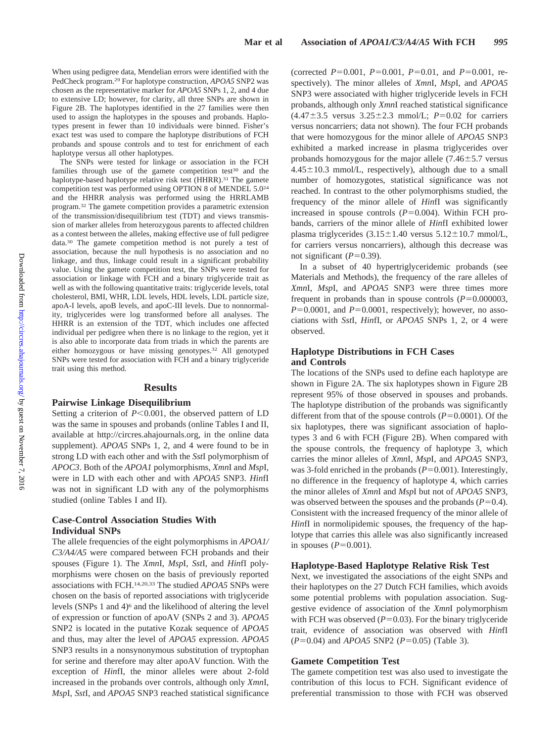When using pedigree data, Mendelian errors were identified with the PedCheck program.[29] For haplotype construction, *APOA5* SNP2 was chosen as the representative marker for *APOA5* SNPs 1, 2, and 4 due to extensive LD; however, for clarity, all three SNPs are shown in Figure 2B. The haplotypes identified in the 27 families were then used to assign the haplotypes in the spouses and probands. Haplotypes present in fewer than 10 individuals were binned. Fisher's exact test was used to compare the haplotype distributions of FCH probands and spouse controls and to test for enrichment of each haplotype versus all other haplotypes.

The SNPs were tested for linkage or association in the FCH families through use of the gamete competition test[30] and the haplotype-based haplotype relative risk test (HHRR).[31] The gamete competition test was performed using OPTION 8 of MENDEL 5.0[24] and the HHRR analysis was performed using the HRRLAMB program.[32] The gamete competition provides a parametric extension of the transmission/disequilibrium test (TDT) and views transmission of marker alleles from heterozygous parents to affected children as a contest between the alleles, making effective use of full pedigree data.[30] The gamete competition method is not purely a test of association, because the null hypothesis is no association and no linkage, and thus, linkage could result in a significant probability value. Using the gamete competition test, the SNPs were tested for association or linkage with FCH and a binary triglyceride trait as well as with the following quantitative traits: triglyceride levels, total cholesterol, BMI, WHR, LDL levels, HDL levels, LDL particle size, apoA-I levels, apoB levels, and apoC-III levels. Due to nonnormality, triglycerides were log transformed before all analyses. The HHRR is an extension of the TDT, which includes one affected individual per pedigree when there is no linkage to the region, yet it is also able to incorporate data from triads in which the parents are either homozygous or have missing genotypes.[32] All genotyped SNPs were tested for association with FCH and a binary triglyceride trait using this method.

## Results

### Pairwise Linkage Disequilibrium

Setting a criterion of $P<0.001$, the observed pattern of LD was the same in spouses and probands (online Tables I and II, available at http://circres.ahajournals.org, in the online data supplement). *APOA5* SNPs 1, 2, and 4 were found to be in strong LD with each other and with the *Sst*I polymorphism of *APOC3*. Both of the *APOA1* polymorphisms, *Xmn*I and *Msp*I, were in LD with each other and with *APOA5* SNP3. *Hin*fI was not in significant LD with any of the polymorphisms studied (online Tables I and II).

### Case-Control Association Studies With Individual SNPs

The allele frequencies of the eight polymorphisms in *APOA1/C3/A4/A5* were compared between FCH probands and their spouses (Figure 1). The *Xmn*I, *Msp*I, *Sst*I, and *Hin*fI polymorphisms were chosen on the basis of previously reported associations with FCH.[14,20,33] The studied *APOA5* SNPs were chosen on the basis of reported associations with triglyceride levels (SNPs 1 and 4)[6] and the likelihood of altering the level of expression or function of apoAV (SNPs 2 and 3). *APOA5* SNP2 is located in the putative Kozak sequence of *APOA5* and thus, may alter the level of *APOA5* expression. *APOA5* SNP3 results in a nonsynonymous substitution of tryptophan for serine and therefore may alter apoAV function. With the exception of *Hin*fI, the minor alleles were about 2-fold increased in the probands over controls, although only *Xmn*I, *Msp*I, *Sst*I, and *APOA5* SNP3 reached statistical significance (corrected $P=0.001$, $P=0.001$, $P=0.01$, and $P=0.001$, respectively). The minor alleles of *Xmn*I, *Msp*I, and *APOA5* SNP3 were associated with higher triglyceride levels in FCH probands, although only *Xmn*I reached statistical significance ($4.47\pm3.5$ versus $3.25\pm2.3$ mmol/L; $P=0.02$ for carriers versus noncarriers; data not shown). The four FCH probands that were homozygous for the minor allele of *APOA5* SNP3 exhibited a marked increase in plasma triglycerides over probands homozygous for the major allele ($7.46\pm5.7$ versus $4.45\pm10.3$ mmol/L, respectively), although due to a small number of homozygotes, statistical significance was not reached. In contrast to the other polymorphisms studied, the frequency of the minor allele of *Hin*fI was significantly increased in spouse controls ($P=0.004$). Within FCH probands, carriers of the minor allele of *Hin*fI exhibited lower plasma triglycerides ($3.15\pm1.40$ versus $5.12\pm10.7$ mmol/L, for carriers versus noncarriers), although this decrease was not significant ($P=0.39$).

In a subset of 40 hypertriglyceridemic probands (see Materials and Methods), the frequency of the rare alleles of *Xmn*I, *Msp*I, and *APOA5* SNP3 were three times more frequent in probands than in spouse controls ($P=0.000003$, $P=0.0001$, and $P=0.0001$, respectively); however, no associations with *Sst*I, *Hin*fI, or *APOA5* SNPs 1, 2, or 4 were observed.

### Haplotype Distributions in FCH Cases and Controls

The locations of the SNPs used to define each haplotype are shown in Figure 2A. The six haplotypes shown in Figure 2B represent 95% of those observed in spouses and probands. The haplotype distribution of the probands was significantly different from that of the spouse controls ($P=0.0001$). Of the six haplotypes, there was significant association of haplotypes 3 and 6 with FCH (Figure 2B). When compared with the spouse controls, the frequency of haplotype 3, which carries the minor alleles of *Xmn*I, *Msp*I, and *APOA5* SNP3, was 3-fold enriched in the probands ($P=0.001$). Interestingly, no difference in the frequency of haplotype 4, which carries the minor alleles of *Xmn*I and *Msp*I but not of *APOA5* SNP3, was observed between the spouses and the probands ($P=0.4$). Consistent with the increased frequency of the minor allele of *Hin*fI in normolipidemic spouses, the frequency of the haplotype that carries this allele was also significantly increased in spouses ($P=0.001$).

### Haplotype-Based Haplotype Relative Risk Test

Next, we investigated the associations of the eight SNPs and their haplotypes on the 27 Dutch FCH families, which avoids some potential problems with population association. Suggestive evidence of association of the *Xmn*I polymorphism with FCH was observed ($P=0.03$). For the binary triglyceride trait, evidence of association was observed with *Hin*fI ($P=0.04$) and *APOA5* SNP2 ($P=0.05$) (Table 3).

### Gamete Competition Test

The gamete competition test was also used to investigate the contribution of this locus to FCH. Significant evidence of preferential transmission to those with FCH was observed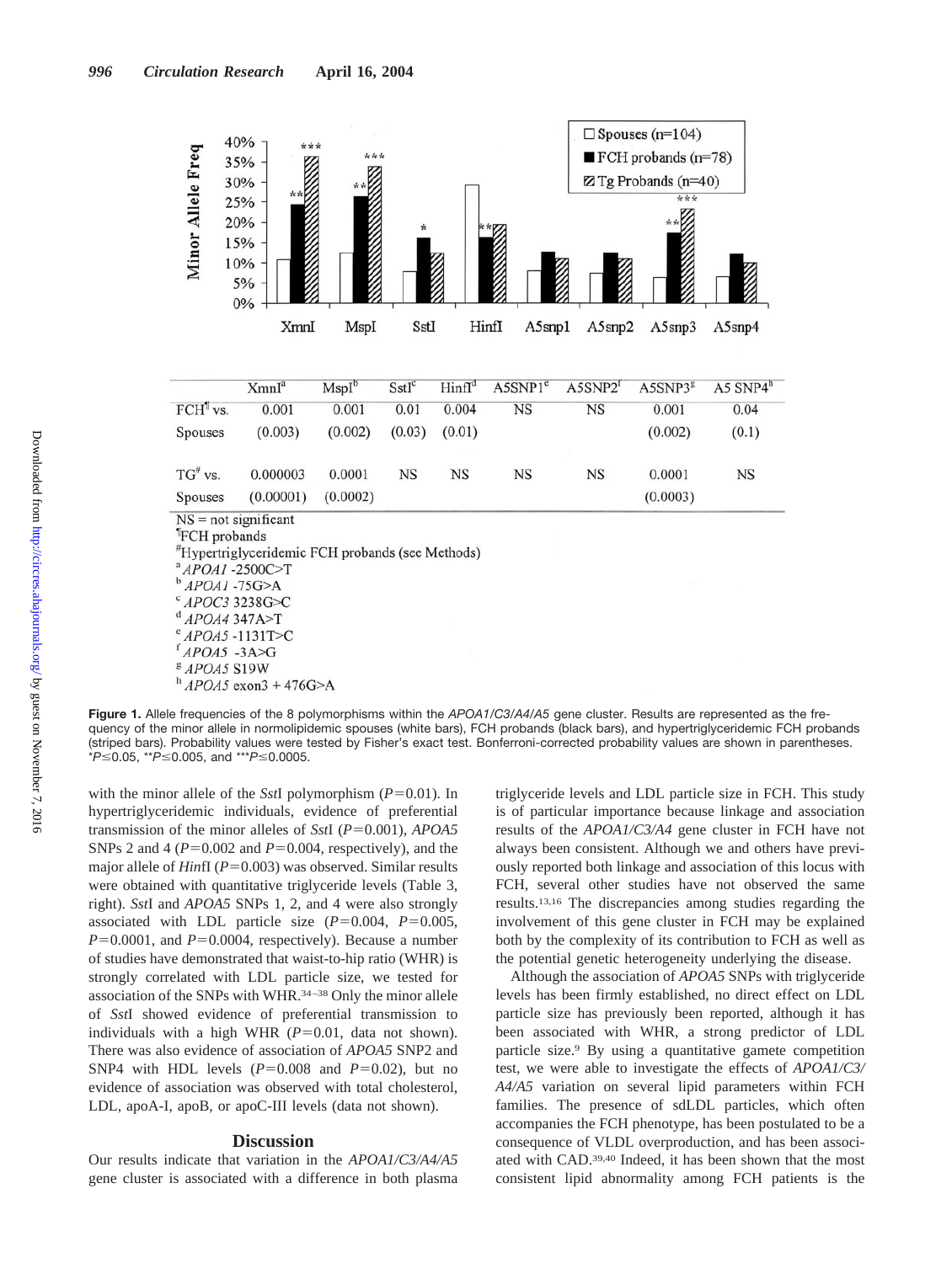| | XmnI[a] | MspI[b] | SstI[c] | HinfI[d] | A5SNP1[e] | A5SNP2[f] | A5SNP3[g] | A5 SNP4[h] |
|---|---|---|---|---|---|---|---|---|
| FCH[¶] vs. | 0.001 | 0.001 | 0.01 | 0.004 | NS | NS | 0.001 | 0.04 |
| Spouses | (0.003) | (0.002) | (0.03) | (0.01) | | | (0.002) | (0.1) |
| TG[#] vs. | 0.000003 | 0.0001 | NS | NS | NS | NS | 0.0001 | NS |
| Spouses | (0.00001) | (0.0002) | | | | | (0.0003) | |

NS = not significant
[¶]FCH probands
[#]Hypertriglyceridemic FCH probands (see Methods)
[a] *APOA1* -2500C>T
[b] *APOA1* -75G>A
[c] *APOC3* 3238G>C
[d] *APOA4* 347A>T
[e] *APOA5* -1131T>C
[f] *APOA5* -3A>G
[g] *APOA5* S19W
[h] *APOA5* exon3 + 476G>A

**Figure 1.** Allele frequencies of the 8 polymorphisms within the *APOA1/C3/A4/A5* gene cluster. Results are represented as the frequency of the minor allele in normolipidemic spouses (white bars), FCH probands (black bars), and hypertriglyceridemic FCH probands (striped bars). Probability values were tested by Fisher's exact test. Bonferroni-corrected probability values are shown in parentheses. *$P \leq 0.05$, **$P \leq 0.005$, and ***$P \leq 0.0005$.

with the minor allele of the *Sst*I polymorphism ($P=0.01$). In hypertriglyceridemic individuals, evidence of preferential transmission of the minor alleles of *Sst*I ($P=0.001$), *APOA5* SNPs 2 and 4 ($P=0.002$ and $P=0.004$, respectively), and the major allele of *Hin*fI ($P=0.003$) was observed. Similar results were obtained with quantitative triglyceride levels (Table 3, right). *Sst*I and *APOA5* SNPs 1, 2, and 4 were also strongly associated with LDL particle size ($P=0.004$, $P=0.005$, $P=0.0001$, and $P=0.0004$, respectively). Because a number of studies have demonstrated that waist-to-hip ratio (WHR) is strongly correlated with LDL particle size, we tested for association of the SNPs with WHR.[34–38] Only the minor allele of *Sst*I showed evidence of preferential transmission to individuals with a high WHR ($P=0.01$, data not shown). There was also evidence of association of *APOA5* SNP2 and SNP4 with HDL levels ($P=0.008$ and $P=0.02$), but no evidence of association was observed with total cholesterol, LDL, apoA-I, apoB, or apoC-III levels (data not shown).

## Discussion

Our results indicate that variation in the *APOA1/C3/A4/A5* gene cluster is associated with a difference in both plasma triglyceride levels and LDL particle size in FCH. This study is of particular importance because linkage and association results of the *APOA1/C3/A4* gene cluster in FCH have not always been consistent. Although we and others have previously reported both linkage and association of this locus with FCH, several other studies have not observed the same results.[13,16] The discrepancies among studies regarding the involvement of this gene cluster in FCH may be explained both by the complexity of its contribution to FCH as well as the potential genetic heterogeneity underlying the disease.

Although the association of *APOA5* SNPs with triglyceride levels has been firmly established, no direct effect on LDL particle size has previously been reported, although it has been associated with WHR, a strong predictor of LDL particle size.[9] By using a quantitative gamete competition test, we were able to investigate the effects of *APOA1/C3/A4/A5* variation on several lipid parameters within FCH families. The presence of sdLDL particles, which often accompanies the FCH phenotype, has been postulated to be a consequence of VLDL overproduction, and has been associated with CAD.[39,40] Indeed, it has been shown that the most consistent lipid abnormality among FCH patients is the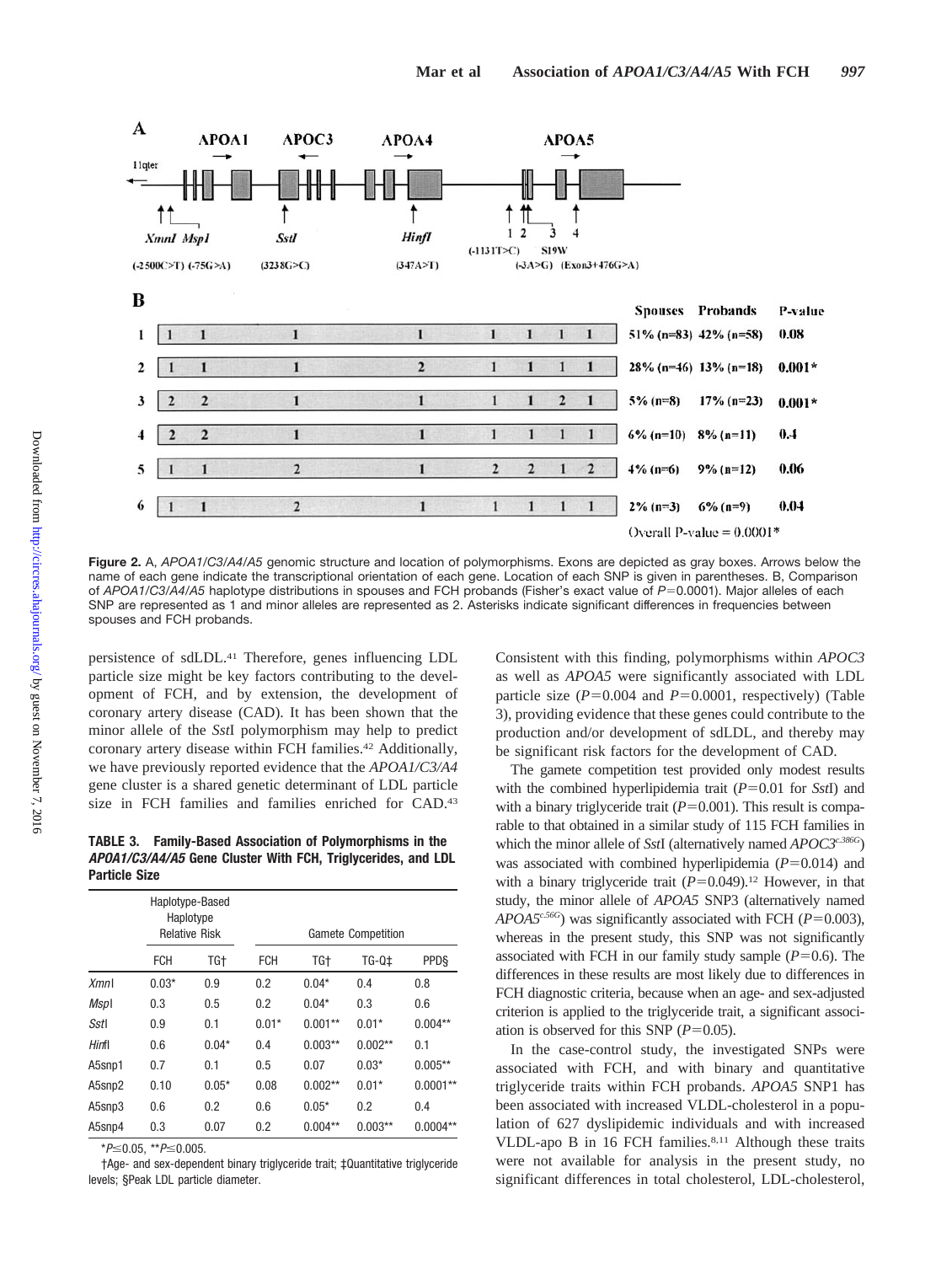| | XmnI | MspI | SstI | HinfI | 1 | 2 | 3 | 4 | Spouses | Probands | P-value |
|---|---|---|---|---|---|---|---|---|---|---|---|
| 1 | 1 | 1 | 1 | 1 | 1 | 1 | 1 | 1 | 51% (n=83) | 42% (n=58) | 0.08 |
| 2 | 1 | 1 | 1 | 2 | 1 | 1 | 1 | 1 | 28% (n=46) | 13% (n=18) | 0.001* |
| 3 | 2 | 2 | 1 | 1 | 1 | 1 | 2 | 1 | 5% (n=8) | 17% (n=23) | 0.001* |
| 4 | 2 | 2 | 1 | 1 | 1 | 1 | 1 | 1 | 6% (n=10) | 8% (n=11) | 0.4 |
| 5 | 1 | 1 | 2 | 1 | 2 | 2 | 1 | 2 | 4% (n=6) | 9% (n=12) | 0.06 |
| 6 | 1 | 1 | 2 | 1 | 1 | 1 | 1 | 1 | 2% (n=3) | 6% (n=9) | 0.04 |

Overall P-value = 0.0001*

**Figure 2.** A, *APOA1/C3/A4/A5* genomic structure and location of polymorphisms. Exons are depicted as gray boxes. Arrows below the name of each gene indicate the transcriptional orientation of each gene. Location of each SNP is given in parentheses. B, Comparison of *APOA1/C3/A4/A5* haplotype distributions in spouses and FCH probands (Fisher's exact value of $P=0.0001$). Major alleles of each SNP are represented as 1 and minor alleles are represented as 2. Asterisks indicate significant differences in frequencies between spouses and FCH probands.

persistence of sdLDL.[41] Therefore, genes influencing LDL particle size might be key factors contributing to the development of FCH, and by extension, the development of coronary artery disease (CAD). It has been shown that the minor allele of the *Sst*I polymorphism may help to predict coronary artery disease within FCH families.[42] Additionally, we have previously reported evidence that the *APOA1/C3/A4* gene cluster is a shared genetic determinant of LDL particle size in FCH families and families enriched for CAD.[43]

**TABLE 3. Family-Based Association of Polymorphisms in the *APOA1/C3/A4/A5* Gene Cluster With FCH, Triglycerides, and LDL Particle Size**

| | Haplotype-Based Haplotype Relative Risk | | Gamete Competition | | | |
|---|---|---|---|---|---|---|
| | FCH | TG† | FCH | TG† | TG-Q‡ | PPD§ |
| *Xmn*I | 0.03* | 0.9 | 0.2 | 0.04* | 0.4 | 0.8 |
| *Msp*I | 0.3 | 0.5 | 0.2 | 0.04* | 0.3 | 0.6 |
| *Sst*I | 0.9 | 0.1 | 0.01* | 0.001** | 0.01* | 0.004** |
| *Hinf*I | 0.6 | 0.04* | 0.4 | 0.003** | 0.002** | 0.1 |
| A5snp1 | 0.7 | 0.1 | 0.5 | 0.07 | 0.03* | 0.005** |
| A5snp2 | 0.10 | 0.05* | 0.08 | 0.002** | 0.01* | 0.0001** |
| A5snp3 | 0.6 | 0.2 | 0.6 | 0.05* | 0.2 | 0.4 |
| A5snp4 | 0.3 | 0.07 | 0.2 | 0.004** | 0.003** | 0.0004** |

$^*P\leq0.05$, $^{**}P\leq0.005$.

†Age- and sex-dependent binary triglyceride trait; ‡Quantitative triglyceride levels; §Peak LDL particle diameter.

Consistent with this finding, polymorphisms within *APOC3* as well as *APOA5* were significantly associated with LDL particle size ($P=0.004$ and $P=0.0001$, respectively) (Table 3), providing evidence that these genes could contribute to the production and/or development of sdLDL, and thereby may be significant risk factors for the development of CAD.

The gamete competition test provided only modest results with the combined hyperlipidemia trait ($P=0.01$ for *Sst*I) and with a binary triglyceride trait ($P=0.001$). This result is comparable to that obtained in a similar study of 115 FCH families in which the minor allele of *Sst*I (alternatively named $APOC3^{c.386G}$) was associated with combined hyperlipidemia ($P=0.014$) and with a binary triglyceride trait ($P=0.049$).[12] However, in that study, the minor allele of *APOA5* SNP3 (alternatively named $APOA5^{c.56G}$) was significantly associated with FCH ($P=0.003$), whereas in the present study, this SNP was not significantly associated with FCH in our family study sample ($P=0.6$). The differences in these results are most likely due to differences in FCH diagnostic criteria, because when an age- and sex-adjusted criterion is applied to the triglyceride trait, a significant association is observed for this SNP ($P=0.05$).

In the case-control study, the investigated SNPs were associated with FCH, and with binary and quantitative triglyceride traits within FCH probands. *APOA5* SNP1 has been associated with increased VLDL-cholesterol in a population of 627 dyslipidemic individuals and with increased VLDL-apo B in 16 FCH families.[8,11] Although these traits were not available for analysis in the present study, no significant differences in total cholesterol, LDL-cholesterol,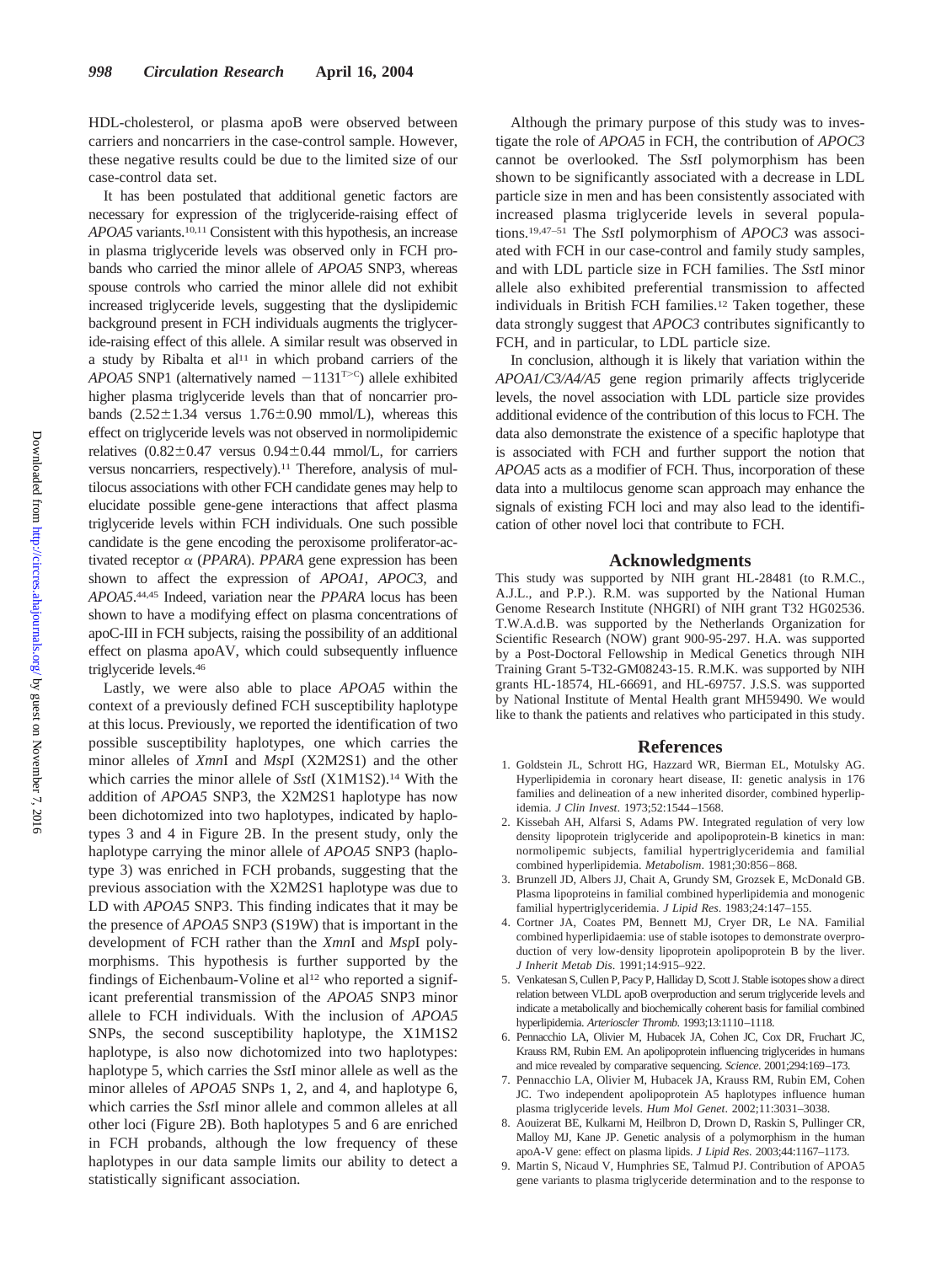HDL-cholesterol, or plasma apoB were observed between carriers and noncarriers in the case-control sample. However, these negative results could be due to the limited size of our case-control data set.

It has been postulated that additional genetic factors are necessary for expression of the triglyceride-raising effect of *APOA5* variants.[10,11] Consistent with this hypothesis, an increase in plasma triglyceride levels was observed only in FCH probands who carried the minor allele of *APOA5* SNP3, whereas spouse controls who carried the minor allele did not exhibit increased triglyceride levels, suggesting that the dyslipidemic background present in FCH individuals augments the triglyceride-raising effect of this allele. A similar result was observed in a study by Ribalta et al[11] in which proband carriers of the *APOA5* SNP1 (alternatively named $-1131^{T>C}$) allele exhibited higher plasma triglyceride levels than that of noncarrier probands ($2.52 \pm 1.34$ versus $1.76 \pm 0.90$ mmol/L), whereas this effect on triglyceride levels was not observed in normolipidemic relatives ($0.82 \pm 0.47$ versus $0.94 \pm 0.44$ mmol/L, for carriers versus noncarriers, respectively).[11] Therefore, analysis of multilocus associations with other FCH candidate genes may help to elucidate possible gene-gene interactions that affect plasma triglyceride levels within FCH individuals. One such possible candidate is the gene encoding the peroxisome proliferator-activated receptor $\alpha$ (*PPARA*). *PPARA* gene expression has been shown to affect the expression of *APOA1*, *APOC3*, and *APOA5*.[44,45] Indeed, variation near the *PPARA* locus has been shown to have a modifying effect on plasma concentrations of apoC-III in FCH subjects, raising the possibility of an additional effect on plasma apoAV, which could subsequently influence triglyceride levels.[46]

Lastly, we were also able to place *APOA5* within the context of a previously defined FCH susceptibility haplotype at this locus. Previously, we reported the identification of two possible susceptibility haplotypes, one which carries the minor alleles of *Xmn*I and *Msp*I (X2M2S1) and the other which carries the minor allele of *Sst*I (X1M1S2).[14] With the addition of *APOA5* SNP3, the X2M2S1 haplotype has now been dichotomized into two haplotypes, indicated by haplotypes 3 and 4 in Figure 2B. In the present study, only the haplotype carrying the minor allele of *APOA5* SNP3 (haplotype 3) was enriched in FCH probands, suggesting that the previous association with the X2M2S1 haplotype was due to LD with *APOA5* SNP3. This finding indicates that it may be the presence of *APOA5* SNP3 (S19W) that is important in the development of FCH rather than the *Xmn*I and *Msp*I polymorphisms. This hypothesis is further supported by the findings of Eichenbaum-Voline et al[12] who reported a significant preferential transmission of the *APOA5* SNP3 minor allele to FCH individuals. With the inclusion of *APOA5* SNPs, the second susceptibility haplotype, the X1M1S2 haplotype, is also now dichotomized into two haplotypes: haplotype 5, which carries the *Sst*I minor allele as well as the minor alleles of *APOA5* SNPs 1, 2, and 4, and haplotype 6, which carries the *Sst*I minor allele and common alleles at all other loci (Figure 2B). Both haplotypes 5 and 6 are enriched in FCH probands, although the low frequency of these haplotypes in our data sample limits our ability to detect a statistically significant association.

Although the primary purpose of this study was to investigate the role of *APOA5* in FCH, the contribution of *APOC3* cannot be overlooked. The *Sst*I polymorphism has been shown to be significantly associated with a decrease in LDL particle size in men and has been consistently associated with increased plasma triglyceride levels in several populations.[19,47–51] The *Sst*I polymorphism of *APOC3* was associated with FCH in our case-control and family study samples, and with LDL particle size in FCH families. The *Sst*I minor allele also exhibited preferential transmission to affected individuals in British FCH families.[12] Taken together, these data strongly suggest that *APOC3* contributes significantly to FCH, and in particular, to LDL particle size.

In conclusion, although it is likely that variation within the *APOA1/C3/A4/A5* gene region primarily affects triglyceride levels, the novel association with LDL particle size provides additional evidence of the contribution of this locus to FCH. The data also demonstrate the existence of a specific haplotype that is associated with FCH and further support the notion that *APOA5* acts as a modifier of FCH. Thus, incorporation of these data into a multilocus genome scan approach may enhance the signals of existing FCH loci and may also lead to the identification of other novel loci that contribute to FCH.

## Acknowledgments

This study was supported by NIH grant HL-28481 (to R.M.C., A.J.L., and P.P.). R.M. was supported by the National Human Genome Research Institute (NHGRI) of NIH grant T32 HG02536. T.W.A.d.B. was supported by the Netherlands Organization for Scientific Research (NOW) grant 900-95-297. H.A. was supported by a Post-Doctoral Fellowship in Medical Genetics through NIH Training Grant 5-T32-GM08243-15. R.M.K. was supported by NIH grants HL-18574, HL-66691, and HL-69757. J.S.S. was supported by National Institute of Mental Health grant MH59490. We would like to thank the patients and relatives who participated in this study.

## References

1. Goldstein JL, Schrott HG, Hazzard WR, Bierman EL, Motulsky AG. Hyperlipidemia in coronary heart disease, II: genetic analysis in 176 families and delineation of a new inherited disorder, combined hyperlipidemia. *J Clin Invest*. 1973;52:1544–1568.
2. Kissebah AH, Alfarsi S, Adams PW. Integrated regulation of very low density lipoprotein triglyceride and apolipoprotein-B kinetics in man: normolipemic subjects, familial hypertriglyceridemia and familial combined hyperlipidemia. *Metabolism*. 1981;30:856–868.
3. Brunzell JD, Albers JJ, Chait A, Grundy SM, Grozsek E, McDonald GB. Plasma lipoproteins in familial combined hyperlipidemia and monogenic familial hypertriglyceridemia. *J Lipid Res*. 1983;24:147–155.
4. Cortner JA, Coates PM, Bennett MJ, Cryer DR, Le NA. Familial combined hyperlipidaemia: use of stable isotopes to demonstrate overproduction of very low-density lipoprotein apolipoprotein B by the liver. *J Inherit Metab Dis*. 1991;14:915–922.
5. Venkatesan S, Cullen P, Pacy P, Halliday D, Scott J. Stable isotopes show a direct relation between VLDL apoB overproduction and serum triglyceride levels and indicate a metabolically and biochemically coherent basis for familial combined hyperlipidemia. *Arterioscler Thromb*. 1993;13:1110–1118.
6. Pennacchio LA, Olivier M, Hubacek JA, Cohen JC, Cox DR, Fruchart JC, Krauss RM, Rubin EM. An apolipoprotein influencing triglycerides in humans and mice revealed by comparative sequencing. *Science*. 2001;294:169–173.
7. Pennacchio LA, Olivier M, Hubacek JA, Krauss RM, Rubin EM, Cohen JC. Two independent apolipoprotein A5 haplotypes influence human plasma triglyceride levels. *Hum Mol Genet*. 2002;11:3031–3038.
8. Aouizerat BE, Kulkarni M, Heilbron D, Drown D, Raskin S, Pullinger CR, Malloy MJ, Kane JP. Genetic analysis of a polymorphism in the human apoA-V gene: effect on plasma lipids. *J Lipid Res*. 2003;44:1167–1173.
9. Martin S, Nicaud V, Humphries SE, Talmud PJ. Contribution of APOA5 gene variants to plasma triglyceride determination and to the response to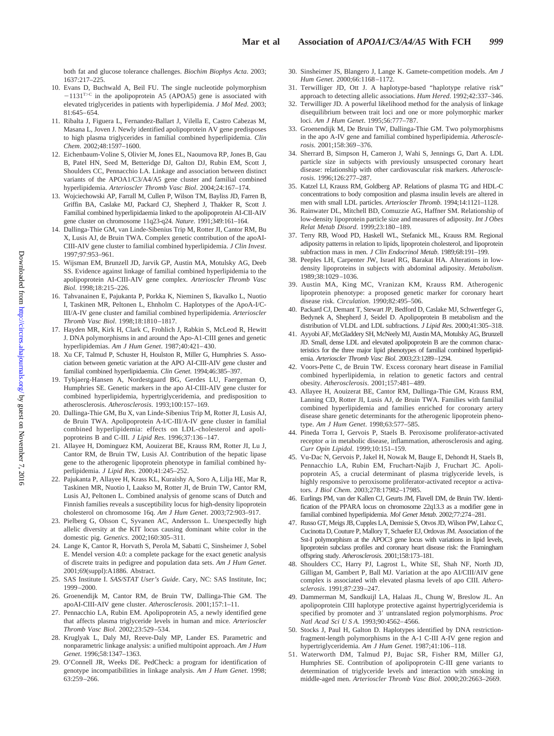both fat and glucose tolerance challenges. *Biochim Biophys Acta*. 2003; 1637:217–225.

10. Evans D, Buchwald A, Beil FU. The single nucleotide polymorphism $-1131^{T>C}$ in the apolipoprotein A5 (APOA5) gene is associated with elevated triglycerides in patients with hyperlipidemia. *J Mol Med*. 2003; 81:645–654.
11. Ribalta J, Figuera L, Fernandez-Ballart J, Vilella E, Castro Cabezas M, Masana L, Joven J. Newly identified apolipoprotein AV gene predisposes to high plasma triglycerides in familial combined hyperlipidemia. *Clin Chem*. 2002;48:1597–1600.
12. Eichenbaum-Voline S, Olivier M, Jones EL, Naoumova RP, Jones B, Gau B, Patel HN, Seed M, Betteridge DJ, Galton DJ, Rubin EM, Scott J, Shoulders CC, Pennacchio LA. Linkage and association between distinct variants of the APOA1/C3/A4/A5 gene cluster and familial combined hyperlipidemia. *Arterioscler Thromb Vasc Biol*. 2004;24:167–174.
13. Wojciechowski AP, Farrall M, Cullen P, Wilson TM, Bayliss JD, Farren B, Griffin BA, Caslake MJ, Packard CJ, Shepherd J, Thakker R, Scott J. Familial combined hyperlipidaemia linked to the apolipoprotein AI-CII-AIV gene cluster on chromosome 11q23-q24. *Nature*. 1991;349:161–164.
14. Dallinga-Thie GM, van Linde-Sibenius Trip M, Rotter JI, Cantor RM, Bu X, Lusis AJ, de Bruin TWA. Complex genetic contribution of the apoAI-CIII-AIV gene cluster to familial combined hyperlipidemia. *J Clin Invest*. 1997;97:953–961.
15. Wijsman EM, Brunzell JD, Jarvik GP, Austin MA, Motulsky AG, Deeb SS. Evidence against linkage of familial combined hyperlipidemia to the apolipoprotein AI-CIII-AIV gene complex. *Arterioscler Thromb Vasc Biol*. 1998;18:215–226.
16. Tahvanainen E, Pajukanta P, Porkka K, Nieminen S, Ikavalko L, Nuotio I, Taskinen MR, Peltonen L, Ehnholm C. Haplotypes of the ApoA-I/C-III/A-IV gene cluster and familial combined hyperlipidemia. *Arterioscler Thromb Vasc Biol*. 1998;18:1810–1817.
17. Hayden MR, Kirk H, Clark C, Frohlich J, Rabkin S, McLeod R, Hewitt J. DNA polymorphisms in and around the Apo-A1-CIII genes and genetic hyperlipidemias. *Am J Hum Genet*. 1987;40:421–430.
18. Xu CF, Talmud P, Schuster H, Houlston R, Miller G, Humphries S. Association between genetic variation at the APO AI-CIII-AIV gene cluster and familial combined hyperlipidaemia. *Clin Genet*. 1994;46:385–397.
19. Tybjaerg-Hansen A, Nordestgaard BG, Gerdes LU, Faergeman O, Humphries SE. Genetic markers in the apo AI-CIII-AIV gene cluster for combined hyperlipidemia, hypertriglyceridemia, and predisposition to atherosclerosis. *Atherosclerosis*. 1993;100:157–169.
20. Dallinga-Thie GM, Bu X, van Linde-Sibenius Trip M, Rotter JI, Lusis AJ, de Bruin TWA. Apolipoprotein A-I/C-III/A-IV gene cluster in familial combined hyperlipidemia: effects on LDL-cholesterol and apolipoproteins B and C-III. *J Lipid Res*. 1996;37:136–147.
21. Allayee H, Dominguez KM, Aouizerat BE, Krauss RM, Rotter JI, Lu J, Cantor RM, de Bruin TW, Lusis AJ. Contribution of the hepatic lipase gene to the atherogenic lipoprotein phenotype in familial combined hyperlipidemia. *J Lipid Res*. 2000;41:245–252.
22. Pajukanta P, Allayee H, Krass KL, Kuraishy A, Soro A, Lilja HE, Mar R, Taskinen MR, Nuotio I, Laakso M, Rotter JI, de Bruin TW, Cantor RM, Lusis AJ, Peltonen L. Combined analysis of genome scans of Dutch and Finnish families reveals a susceptibility locus for high-density lipoprotein cholesterol on chromosome 16q. *Am J Hum Genet*. 2003;72:903–917.
23. Pielberg G, Olsson C, Syvanen AC, Andersson L. Unexpectedly high allelic diversity at the KIT locus causing dominant white color in the domestic pig. *Genetics*. 2002;160:305–311.
24. Lange K, Cantor R, Horvath S, Perola M, Sabatti C, Sinsheimer J, Sobel E. Mendel version 4.0: a complete package for the exact genetic analysis of discrete traits in pedigree and population data sets. *Am J Hum Genet*. 2001;69(suppl):A1886. Abstract.
25. SAS Institute I. *SAS/STAT User's Guide*. Cary, NC: SAS Institute, Inc; 1999–2000.
26. Groenendijk M, Cantor RM, de Bruin TW, Dallinga-Thie GM. The apoAI-CIII-AIV gene cluster. *Atherosclerosis*. 2001;157:1–11.
27. Pennacchio LA, Rubin EM. Apolipoprotein A5, a newly identified gene that affects plasma triglyceride levels in human and mice. *Arterioscler Thromb Vasc Biol*. 2002;23:529–534.
28. Kruglyak L, Daly MJ, Reeve-Daly MP, Lander ES. Parametric and nonparametric linkage analysis: a unified multipoint approach. *Am J Hum Genet*. 1996;58:1347–1363.
29. O'Connell JR, Weeks DE. PedCheck: a program for identification of genotype incompatibilities in linkage analysis. *Am J Hum Genet*. 1998; 63:259–266.
30. Sinsheimer JS, Blangero J, Lange K. Gamete-competition models. *Am J Hum Genet*. 2000;66:1168–1172.
31. Terwilliger JD, Ott J. A haplotype-based "haplotype relative risk" approach to detecting allelic associations. *Hum Hered*. 1992;42:337–346.
32. Terwilliger JD. A powerful likelihood method for the analysis of linkage disequilibrium between trait loci and one or more polymorphic marker loci. *Am J Hum Genet*. 1995;56:777–787.
33. Groenendijk M, De Bruin TW, Dallinga-Thie GM. Two polymorphisms in the apo A-IV gene and familial combined hyperlipidemia. *Atherosclerosis*. 2001;158:369–376.
34. Sherrard B, Simpson H, Cameron J, Wahi S, Jennings G, Dart A. LDL particle size in subjects with previously unsuspected coronary heart disease: relationship with other cardiovascular risk markers. *Atherosclerosis*. 1996;126:277–287.
35. Katzel LI, Krauss RM, Goldberg AP. Relations of plasma TG and HDL-C concentrations to body composition and plasma insulin levels are altered in men with small LDL particles. *Arterioscler Thromb*. 1994;14:1121–1128.
36. Rainwater DL, Mitchell BD, Comuzzie AG, Haffner SM. Relationship of low-density lipoprotein particle size and measures of adiposity. *Int J Obes Relat Metab Disord*. 1999;23:180–189.
37. Terry RB, Wood PD, Haskell WL, Stefanick ML, Krauss RM. Regional adiposity patterns in relation to lipids, lipoprotein cholesterol, and lipoprotein subfraction mass in men. *J Clin Endocrinol Metab*. 1989;68:191–199.
38. Peeples LH, Carpenter JW, Israel RG, Barakat HA. Alterations in low-density lipoproteins in subjects with abdominal adiposity. *Metabolism*. 1989;38:1029–1036.
39. Austin MA, King MC, Vranizan KM, Krauss RM. Atherogenic lipoprotein phenotype: a proposed genetic marker for coronary heart disease risk. *Circulation*. 1990;82:495–506.
40. Packard CJ, Demant T, Stewart JP, Bedford D, Caslake MJ, Schwertfeger G, Bedynek A, Shepherd J, Seidel D. Apolipoprotein B metabolism and the distribution of VLDL and LDL subfractions. *J Lipid Res*. 2000;41:305–318.
41. Ayyobi AF, McGladdery SH, McNeely MJ, Austin MA, Motulsky AG, Brunzell JD. Small, dense LDL and elevated apolipoprotein B are the common characteristics for the three major lipid phenotypes of familial combined hyperlipidemia. *Arterioscler Thromb Vasc Biol*. 2003;23:1289–1294.
42. Voors-Pette C, de Bruin TW. Excess coronary heart disease in Familial combined hyperlipidemia, in relation to genetic factors and central obesity. *Atherosclerosis*. 2001;157:481–489.
43. Allayee H, Aouizerat BE, Cantor RM, Dallinga-Thie GM, Krauss RM, Lanning CD, Rotter JI, Lusis AJ, de Bruin TWA. Families with familial combined hyperlipidemia and families enriched for coronary artery disease share genetic determinants for the atherogenic lipoprotein phenotype. *Am J Hum Genet*. 1998;63:577–585.
44. Pineda Torra I, Gervois P, Staels B. Peroxisome proliferator-activated receptor $\alpha$ in metabolic disease, inflammation, atherosclerosis and aging. *Curr Opin Lipidol*. 1999;10:151–159.
45. Vu-Dac N, Gervois P, Jakel H, Nowak M, Bauge E, Dehondt H, Staels B, Pennacchio LA, Rubin EM, Fruchart-Najib J, Fruchart JC. Apolipoprotein A5, a crucial determinant of plasma triglyceride levels, is highly responsive to peroxisome proliferator-activated receptor $\alpha$ activators. *J Biol Chem*. 2003;278:17982–17985.
46. Eurlings PM, van der Kallen CJ, Geurts JM, Flavell DM, de Bruin TW. Identification of the PPARA locus on chromosome 22q13.3 as a modifier gene in familial combined hyperlipidemia. *Mol Genet Metab*. 2002;77:274–281.
47. Russo GT, Meigs JB, Cupples LA, Demissie S, Otvos JD, Wilson PW, Lahoz C, Cucinotta D, Couture P, Mallory T, Schaefer EJ, Ordovas JM. Association of the Sst-I polymorphism at the APOC3 gene locus with variations in lipid levels, lipoprotein subclass profiles and coronary heart disease risk: the Framingham offspring study. *Atherosclerosis*. 2001;158:173–181.
48. Shoulders CC, Harry PJ, Lagrost L, White SE, Shah NF, North JD, Gilligan M, Gambert P, Ball MJ. Variation at the apo AI/CIII/AIV gene complex is associated with elevated plasma levels of apo CIII. *Atherosclerosis*. 1991;87:239–247.
49. Dammerman M, Sandkuijl LA, Halaas JL, Chung W, Breslow JL. An apolipoprotein CIII haplotype protective against hypertriglyceridemia is specified by promoter and 3′ untranslated region polymorphisms. *Proc Natl Acad Sci U S A*. 1993;90:4562–4566.
50. Stocks J, Paul H, Galton D. Haplotypes identified by DNA restriction-fragment-length polymorphisms in the A-1 C-III A-IV gene region and hypertriglyceridemia. *Am J Hum Genet*. 1987;41:106–118.
51. Waterworth DM, Talmud PJ, Bujac SR, Fisher RM, Miller GJ, Humphries SE. Contribution of apolipoprotein C-III gene variants to determination of triglyceride levels and interaction with smoking in middle-aged men. *Arterioscler Thromb Vasc Biol*. 2000;20:2663–2669.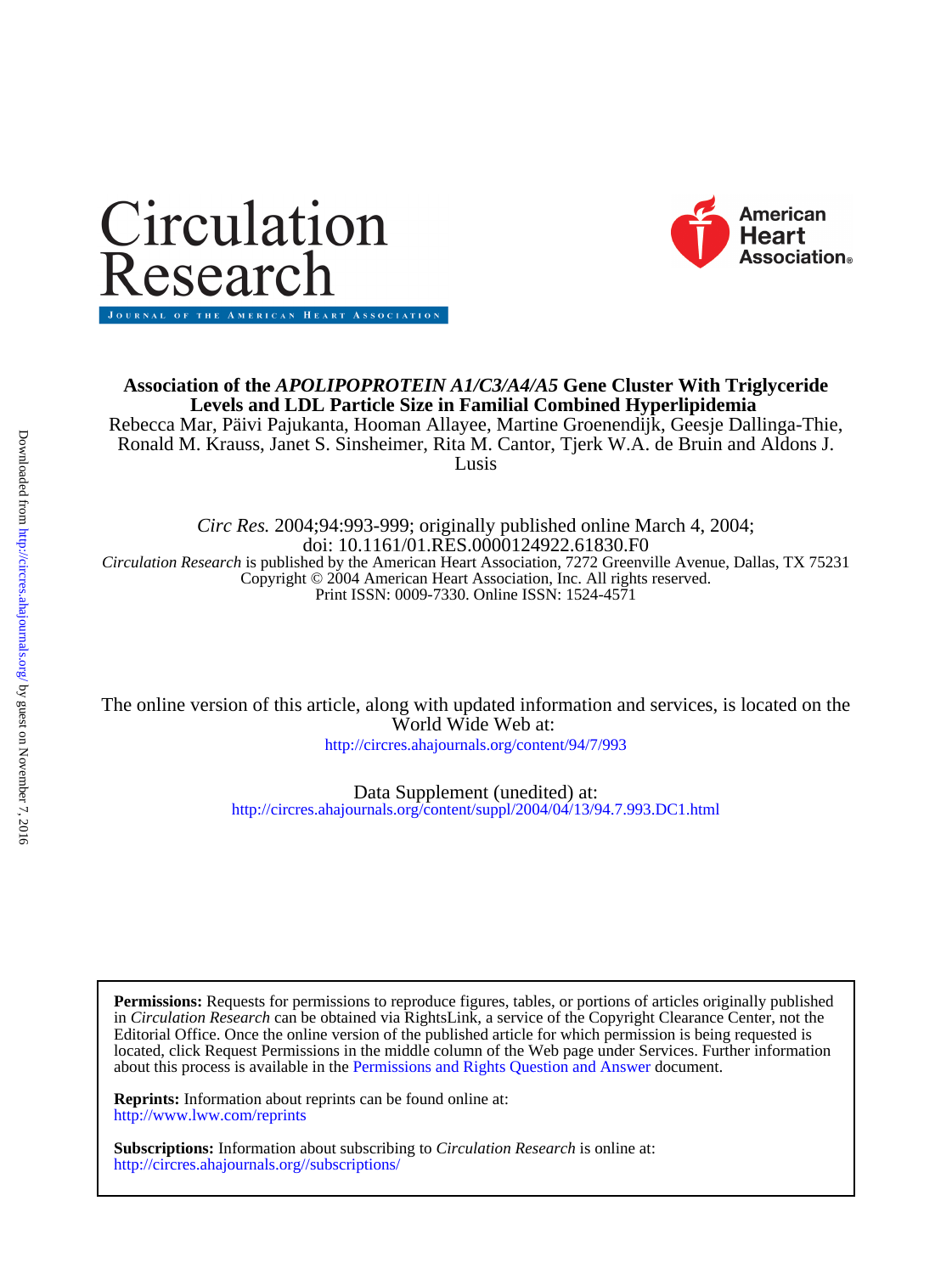Association of the *APOLIPOPROTEIN A1/C3/A4/A5* Gene Cluster With Triglyceride Levels and LDL Particle Size in Familial Combined Hyperlipidemia

Rebecca Mar, Päivi Pajukanta, Hooman Allayee, Martine Groenendijk, Geesje Dallinga-Thie, Ronald M. Krauss, Janet S. Sinsheimer, Rita M. Cantor, Tjerk W.A. de Bruin and Aldons J. Lusis

*Circ Res.* 2004;94:993-999; originally published online March 4, 2004;
doi: 10.1161/01.RES.0000124922.61830.F0

*Circulation Research* is published by the American Heart Association, 7272 Greenville Avenue, Dallas, TX 75231
Copyright © 2004 American Heart Association, Inc. All rights reserved.
Print ISSN: 0009-7330. Online ISSN: 1524-4571

The online version of this article, along with updated information and services, is located on the World Wide Web at:
http://circres.ahajournals.org/content/94/7/993

Data Supplement (unedited) at:
http://circres.ahajournals.org/content/suppl/2004/04/13/94.7.993.DC1.html

**Permissions:** Requests for permissions to reproduce figures, tables, or portions of articles originally published in *Circulation Research* can be obtained via RightsLink, a service of the Copyright Clearance Center, not the Editorial Office. Once the online version of the published article for which permission is being requested is located, click Request Permissions in the middle column of the Web page under Services. Further information about this process is available in the Permissions and Rights Question and Answer document.

**Reprints:** Information about reprints can be found online at:
http://www.lww.com/reprints

**Subscriptions:** Information about subscribing to *Circulation Research* is online at:
http://circres.ahajournals.org//subscriptions/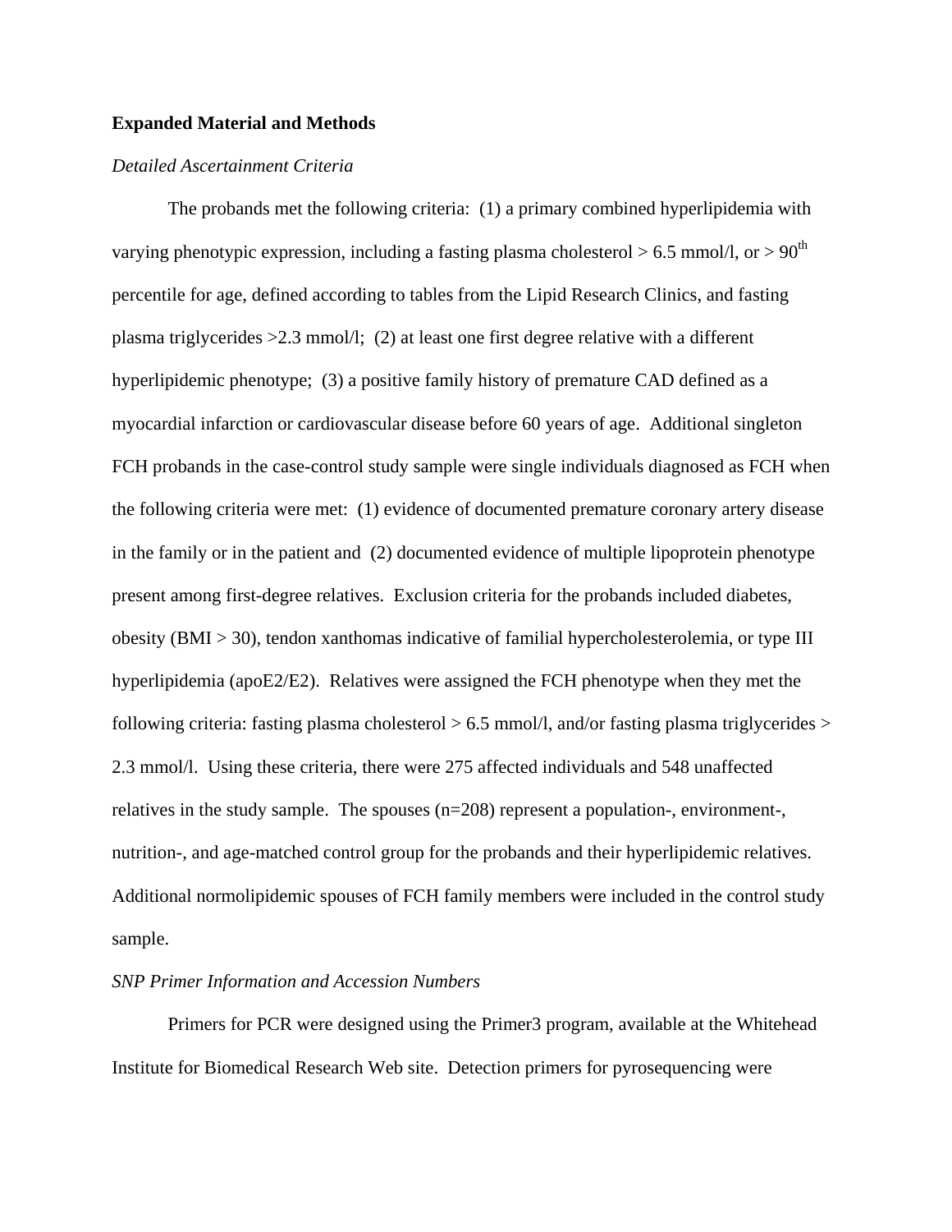**Expanded Material and Methods**

*Detailed Ascertainment Criteria*

The probands met the following criteria: (1) a primary combined hyperlipidemia with varying phenotypic expression, including a fasting plasma cholesterol > 6.5 mmol/l, or > 90$^{th}$ percentile for age, defined according to tables from the Lipid Research Clinics, and fasting plasma triglycerides >2.3 mmol/l; (2) at least one first degree relative with a different hyperlipidemic phenotype; (3) a positive family history of premature CAD defined as a myocardial infarction or cardiovascular disease before 60 years of age. Additional singleton FCH probands in the case-control study sample were single individuals diagnosed as FCH when the following criteria were met: (1) evidence of documented premature coronary artery disease in the family or in the patient and (2) documented evidence of multiple lipoprotein phenotype present among first-degree relatives. Exclusion criteria for the probands included diabetes, obesity (BMI > 30), tendon xanthomas indicative of familial hypercholesterolemia, or type III hyperlipidemia (apoE2/E2). Relatives were assigned the FCH phenotype when they met the following criteria: fasting plasma cholesterol > 6.5 mmol/l, and/or fasting plasma triglycerides > 2.3 mmol/l. Using these criteria, there were 275 affected individuals and 548 unaffected relatives in the study sample. The spouses (n=208) represent a population-, environment-, nutrition-, and age-matched control group for the probands and their hyperlipidemic relatives. Additional normolipidemic spouses of FCH family members were included in the control study sample.

*SNP Primer Information and Accession Numbers*

Primers for PCR were designed using the Primer3 program, available at the Whitehead Institute for Biomedical Research Web site. Detection primers for pyrosequencing were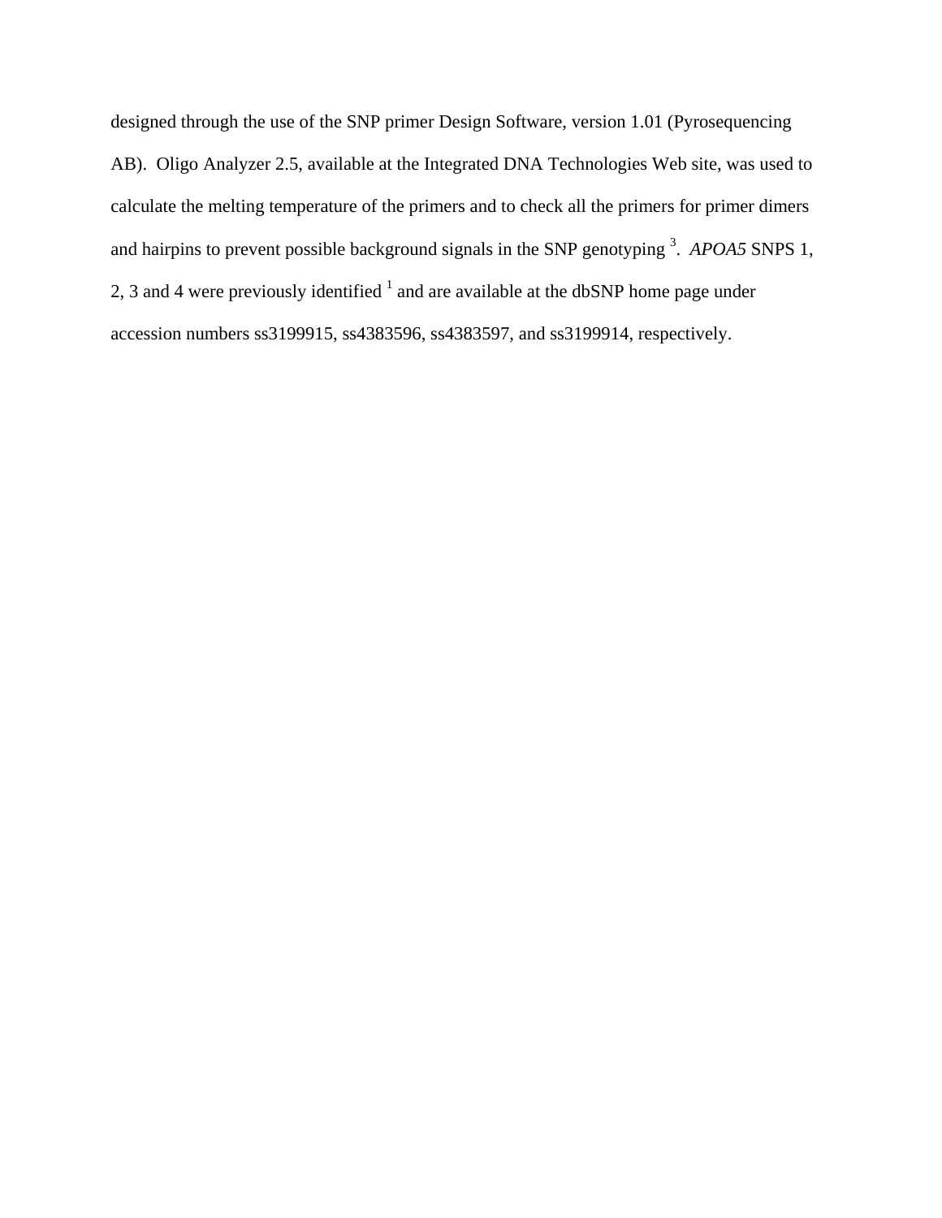designed through the use of the SNP primer Design Software, version 1.01 (Pyrosequencing AB). Oligo Analyzer 2.5, available at the Integrated DNA Technologies Web site, was used to calculate the melting temperature of the primers and to check all the primers for primer dimers and hairpins to prevent possible background signals in the SNP genotyping [3]. *APOA5* SNPS 1, 2, 3 and 4 were previously identified [1] and are available at the dbSNP home page under accession numbers ss3199915, ss4383596, ss4383597, and ss3199914, respectively.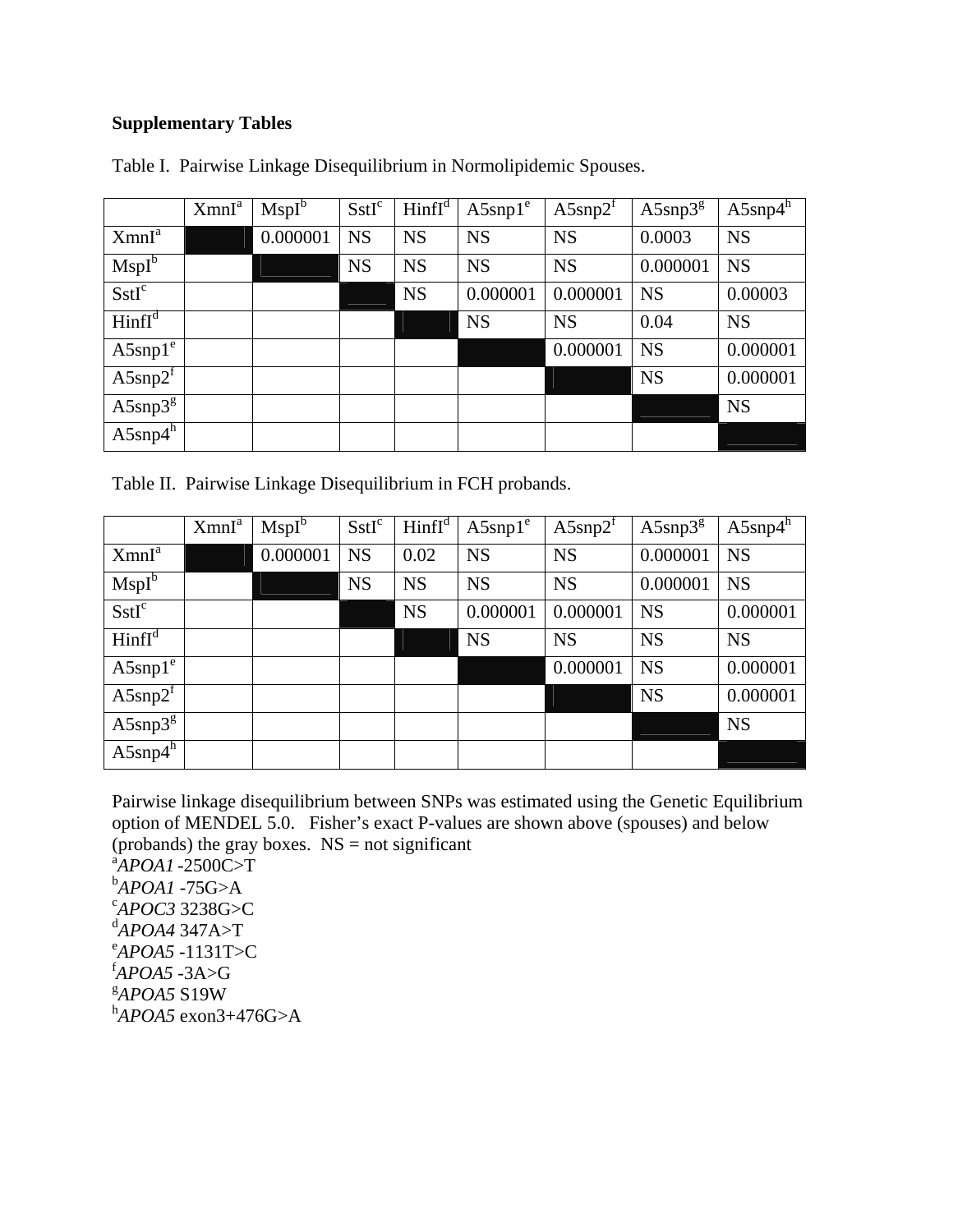**Supplementary Tables**

Table I. Pairwise Linkage Disequilibrium in Normolipidemic Spouses.

| | XmnI[a] | MspI[b] | SstI[c] | HinfI[d] | A5snp1[e] | A5snp2[f] | A5snp3[g] | A5snp4[h] |
|---|---|---|---|---|---|---|---|---|
| XmnI[a] | | 0.000001 | NS | NS | NS | NS | 0.0003 | NS |
| MspI[b] | | | NS | NS | NS | NS | 0.000001 | NS |
| SstI[c] | | | | NS | 0.000001 | 0.000001 | NS | 0.00003 |
| HinfI[d] | | | | | NS | NS | 0.04 | NS |
| A5snp1[e] | | | | | | 0.000001 | NS | 0.000001 |
| A5snp2[f] | | | | | | | NS | 0.000001 |
| A5snp3[g] | | | | | | | | NS |
| A5snp4[h] | | | | | | | | |

Table II. Pairwise Linkage Disequilibrium in FCH probands.

| | XmnI[a] | MspI[b] | SstI[c] | HinfI[d] | A5snp1[e] | A5snp2[f] | A5snp3[g] | A5snp4[h] |
|---|---|---|---|---|---|---|---|---|
| XmnI[a] | | 0.000001 | NS | 0.02 | NS | NS | 0.000001 | NS |
| MspI[b] | | | NS | NS | NS | NS | 0.000001 | NS |
| SstI[c] | | | | NS | 0.000001 | 0.000001 | NS | 0.000001 |
| HinfI[d] | | | | | NS | NS | NS | NS |
| A5snp1[e] | | | | | | 0.000001 | NS | 0.000001 |
| A5snp2[f] | | | | | | | NS | 0.000001 |
| A5snp3[g] | | | | | | | | NS |
| A5snp4[h] | | | | | | | | |

Pairwise linkage disequilibrium between SNPs was estimated using the Genetic Equilibrium option of MENDEL 5.0. Fisher's exact P-values are shown above (spouses) and below (probands) the gray boxes. NS = not significant

[a] *APOA1* -2500C>T

[b] *APOA1* -75G>A

[c] *APOC3* 3238G>C

[d] *APOA4* 347A>T

[e] *APOA5* -1131T>C

[f] *APOA5* -3A>G

[g] *APOA5* S19W

[h] *APOA5* exon3+476G>A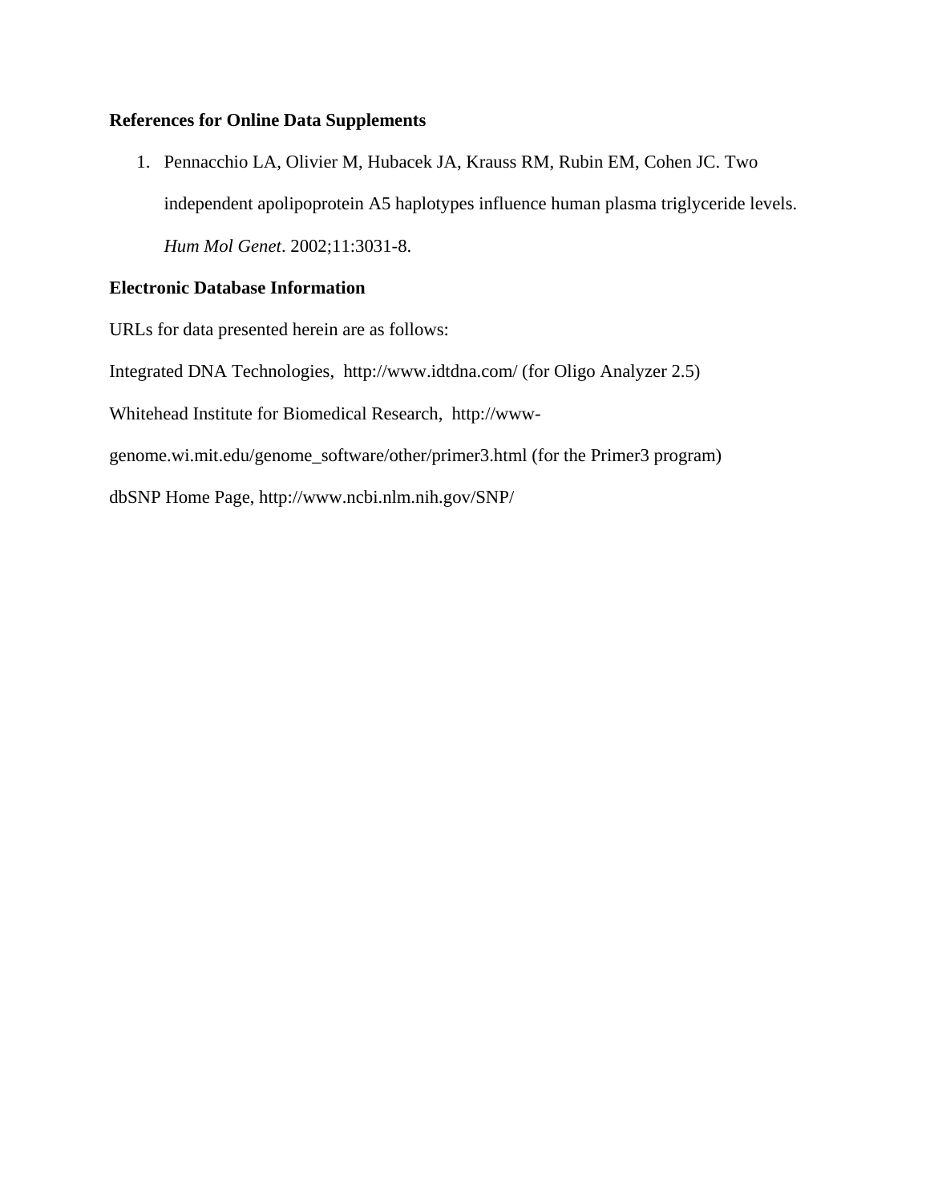**References for Online Data Supplements**

1. Pennacchio LA, Olivier M, Hubacek JA, Krauss RM, Rubin EM, Cohen JC. Two independent apolipoprotein A5 haplotypes influence human plasma triglyceride levels. *Hum Mol Genet*. 2002;11:3031-8.

**Electronic Database Information**

URLs for data presented herein are as follows:

Integrated DNA Technologies, http://www.idtdna.com/ (for Oligo Analyzer 2.5)

Whitehead Institute for Biomedical Research, http://www-genome.wi.mit.edu/genome_software/other/primer3.html (for the Primer3 program)

dbSNP Home Page, http://www.ncbi.nlm.nih.gov/SNP/